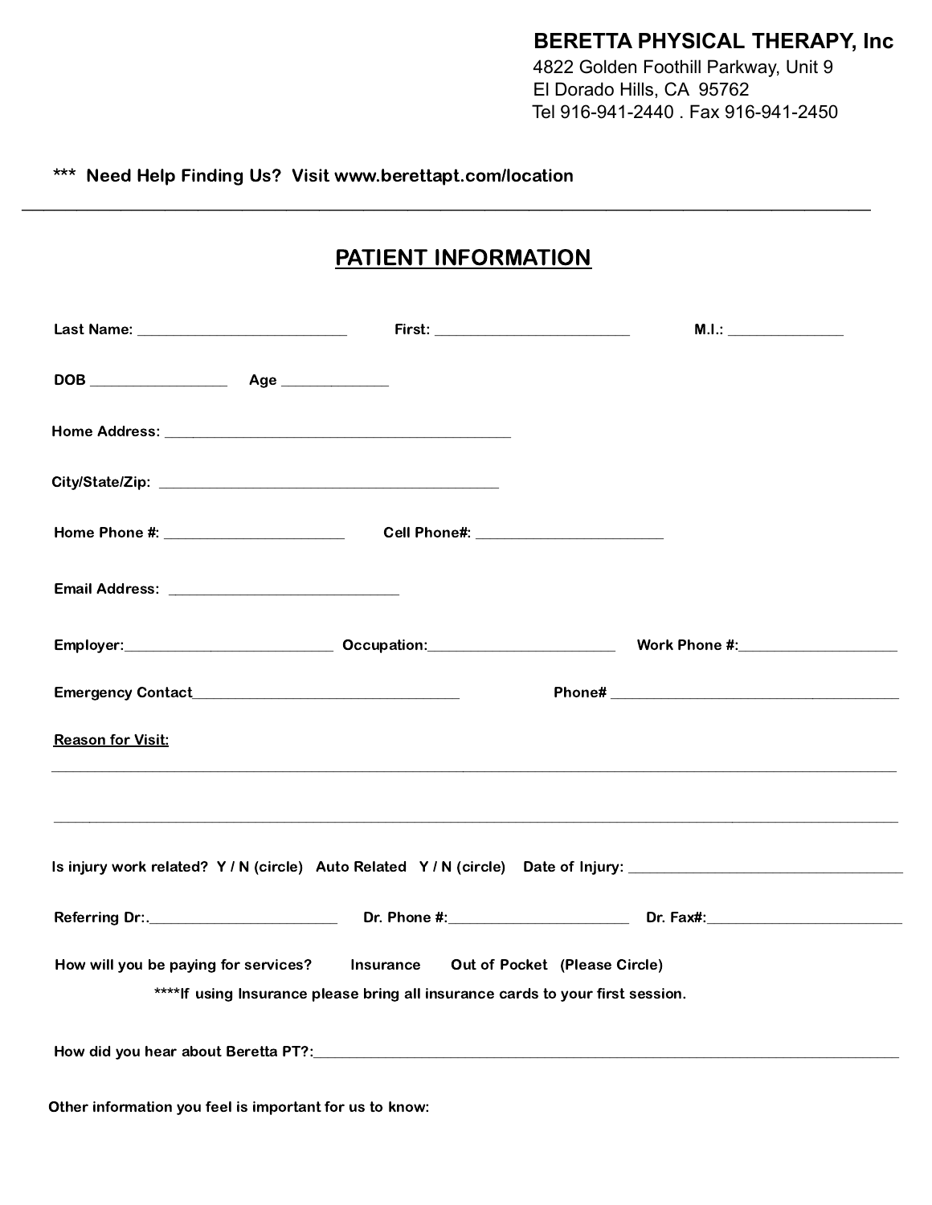**BERETTA PHYSICAL THERAPY, Inc**
4822 Golden Foothill Parkway, Unit 9
El Dorado Hills, CA 95762
Tel 916-941-2440 . Fax 916-941-2450

**\*\*\* Need Help Finding Us? Visit www.berettapt.com/location**

---

# PATIENT INFORMATION

**Last Name:** ____________________________ **First:** __________________________ **M.I.:** _______________

**DOB** __________________ **Age** ______________

**Home Address:** ______________________________________________

**City/State/Zip:** ______________________________________________

**Home Phone #:** ________________________ **Cell Phone#:** _________________________

**Email Address:** _______________________________

**Employer:**____________________________ **Occupation:**_________________________ **Work Phone #:**_____________________

**Emergency Contact**___________________________________ **Phone#** ______________________________________

**Reason for Visit:**

_____________________________________________________________________________________________________

_____________________________________________________________________________________________________

**Is injury work related? Y / N (circle) Auto Related Y / N (circle) Date of Injury:** _____________________________________

**Referring Dr:.**_________________________ **Dr. Phone #:**________________________ **Dr. Fax#:**__________________________

**How will you be paying for services? Insurance Out of Pocket (Please Circle)**

**\*\*\*\*If using Insurance please bring all insurance cards to your first session.**

**How did you hear about Beretta PT?:**_____________________________________________________________________________

**Other information you feel is important for us to know:**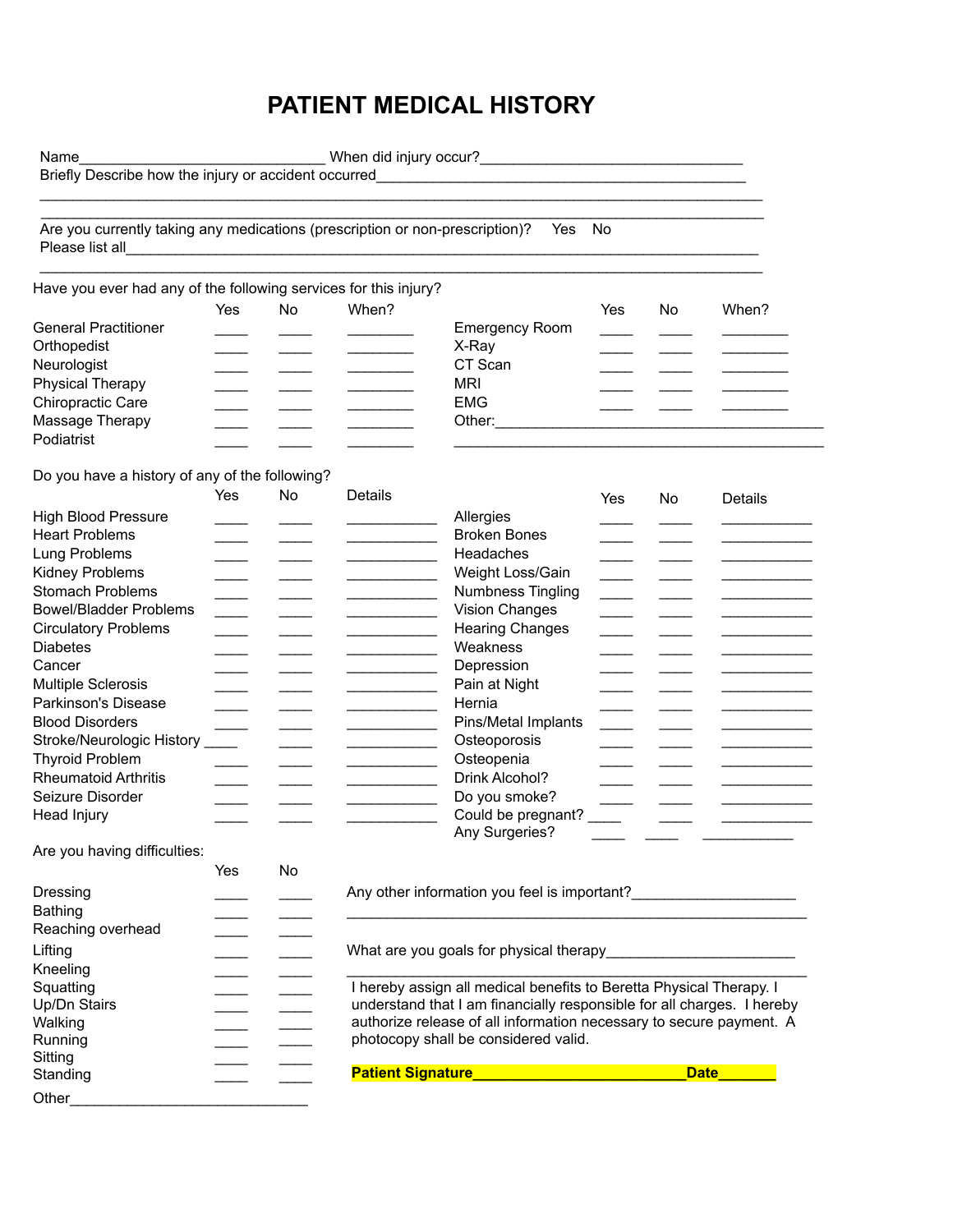# PATIENT MEDICAL HISTORY

Name______________________________ When did injury occur?________________________________

Briefly Describe how the injury or accident occurred______________________________________________

________________________________________________________________________________________

________________________________________________________________________________________

Are you currently taking any medications (prescription or non-prescription)? Yes No

Please list all____________________________________________________________________________

________________________________________________________________________________________

Have you ever had any of the following services for this injury?

| | Yes | No | When? | | Yes | No | When? |
|---|---|---|---|---|---|---|---|
| General Practitioner | ____ | ____ | ________ | Emergency Room | ____ | ____ | ________ |
| Orthopedist | ____ | ____ | ________ | X-Ray | ____ | ____ | ________ |
| Neurologist | ____ | ____ | ________ | CT Scan | ____ | ____ | ________ |
| Physical Therapy | ____ | ____ | ________ | MRI | ____ | ____ | ________ |
| Chiropractic Care | ____ | ____ | ________ | EMG | ____ | ____ | ________ |
| Massage Therapy | ____ | ____ | ________ | Other:__________________________________________ | | | |
| Podiatrist | ____ | ____ | ________ | ______________________________________________ | | | |

Do you have a history of any of the following?

| | Yes | No | Details | | Yes | No | Details |
|---|---|---|---|---|---|---|---|
| High Blood Pressure | ____ | ____ | ___________ | Allergies | ____ | ____ | ___________ |
| Heart Problems | ____ | ____ | ___________ | Broken Bones | ____ | ____ | ___________ |
| Lung Problems | ____ | ____ | ___________ | Headaches | ____ | ____ | ___________ |
| Kidney Problems | ____ | ____ | ___________ | Weight Loss/Gain | ____ | ____ | ___________ |
| Stomach Problems | ____ | ____ | ___________ | Numbness Tingling | ____ | ____ | ___________ |
| Bowel/Bladder Problems | ____ | ____ | ___________ | Vision Changes | ____ | ____ | ___________ |
| Circulatory Problems | ____ | ____ | ___________ | Hearing Changes | ____ | ____ | ___________ |
| Diabetes | ____ | ____ | ___________ | Weakness | ____ | ____ | ___________ |
| Cancer | ____ | ____ | ___________ | Depression | ____ | ____ | ___________ |
| Multiple Sclerosis | ____ | ____ | ___________ | Pain at Night | ____ | ____ | ___________ |
| Parkinson's Disease | ____ | ____ | ___________ | Hernia | ____ | ____ | ___________ |
| Blood Disorders | ____ | ____ | ___________ | Pins/Metal Implants | ____ | ____ | ___________ |
| Stroke/Neurologic History | ____ | ____ | ___________ | Osteoporosis | ____ | ____ | ___________ |
| Thyroid Problem | ____ | ____ | ___________ | Osteopenia | ____ | ____ | ___________ |
| Rheumatoid Arthritis | ____ | ____ | ___________ | Drink Alcohol? | ____ | ____ | ___________ |
| Seizure Disorder | ____ | ____ | ___________ | Do you smoke? | ____ | ____ | ___________ |
| Head Injury | ____ | ____ | ___________ | Could be pregnant? | ____ | ____ | ___________ |
| | | | | Any Surgeries? | ____ | ____ | ___________ |

Are you having difficulties:

| | Yes | No |
|---|---|---|
| Dressing | ____ | ____ |
| Bathing | ____ | ____ |
| Reaching overhead | ____ | ____ |
| Lifting | ____ | ____ |
| Kneeling | ____ | ____ |
| Squatting | ____ | ____ |
| Up/Dn Stairs | ____ | ____ |
| Walking | ____ | ____ |
| Running | ____ | ____ |
| Sitting | ____ | ____ |
| Standing | ____ | ____ |

Other_____________________________

Any other information you feel is important?____________________

___________________________________________________________

What are you goals for physical therapy_______________________

___________________________________________________________

I hereby assign all medical benefits to Beretta Physical Therapy. I understand that I am financially responsible for all charges. I hereby authorize release of all information necessary to secure payment. A photocopy shall be considered valid.

**Patient Signature__________________________Date_______**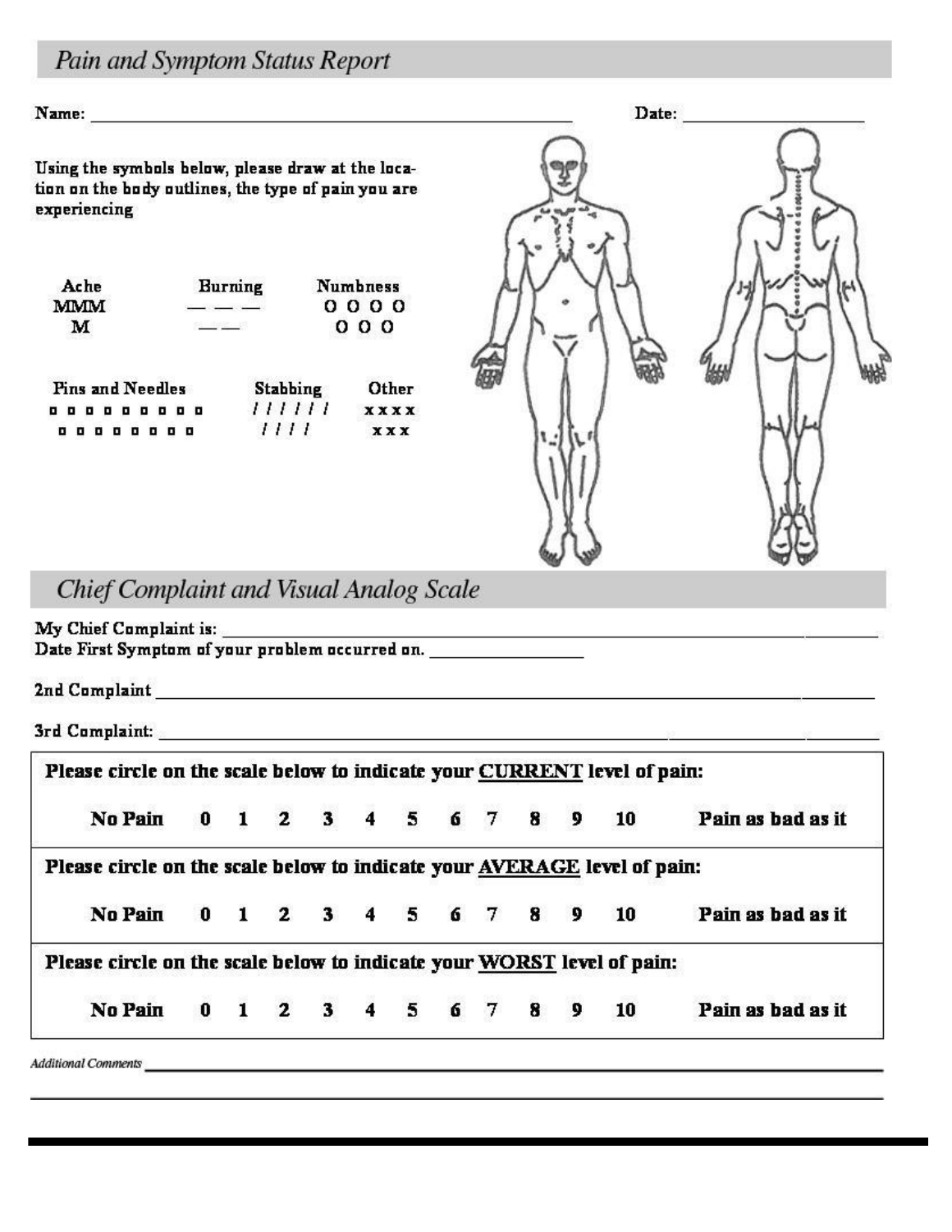## Pain and Symptom Status Report

Name: ______________________________________________ Date: __________________

Using the symbols below, please draw at the location on the body outlines, the type of pain you are experiencing

| Ache | Burning | Numbness |
|---|---|---|
| MMM | — — — | O O O O |
| M | — — | O O O |

| Pins and Needles | Stabbing | Other |
|---|---|---|
| ▫ ▫ ▫ ▫ ▫ ▫ ▫ ▫ ▫ | / / / / / / | x x x x |
| ▫ ▫ ▫ ▫ ▫ ▫ ▫ ▫ | / / / / | x x x |

## Chief Complaint and Visual Analog Scale

My Chief Complaint is: ______________________________________________

Date First Symptom of your problem occurred on. ________________

2nd Complaint ______________________________________________

3rd Complaint: ______________________________________________

**Please circle on the scale below to indicate your CURRENT level of pain:**

**No Pain 0 1 2 3 4 5 6 7 8 9 10 Pain as bad as it**

**Please circle on the scale below to indicate your AVERAGE level of pain:**

**No Pain 0 1 2 3 4 5 6 7 8 9 10 Pain as bad as it**

**Please circle on the scale below to indicate your WORST level of pain:**

**No Pain 0 1 2 3 4 5 6 7 8 9 10 Pain as bad as it**

*Additional Comments* ______________________________________________

______________________________________________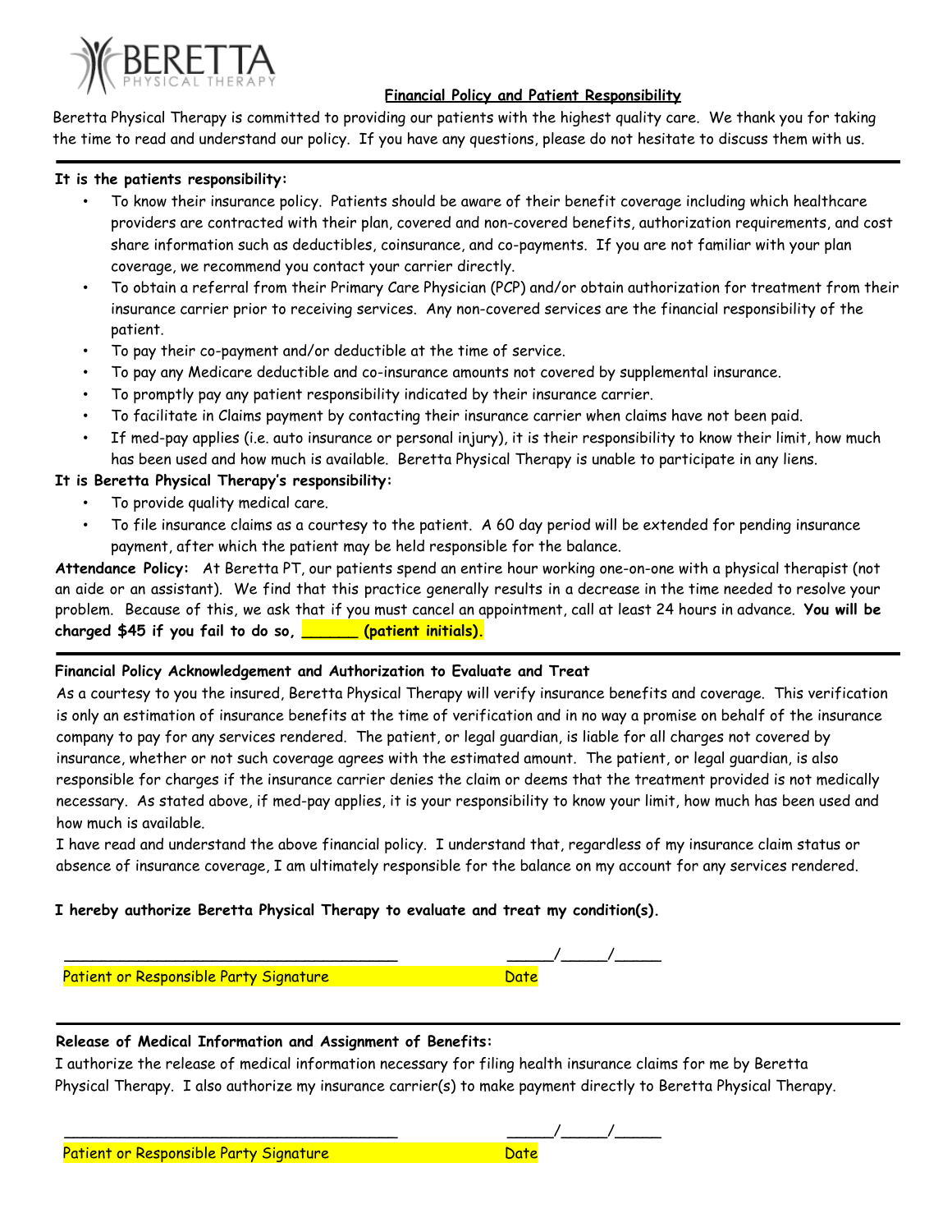BERETTA
PHYSICAL THERAPY

## Financial Policy and Patient Responsibility

Beretta Physical Therapy is committed to providing our patients with the highest quality care. We thank you for taking the time to read and understand our policy. If you have any questions, please do not hesitate to discuss them with us.

---

**It is the patients responsibility:**

- To know their insurance policy. Patients should be aware of their benefit coverage including which healthcare providers are contracted with their plan, covered and non-covered benefits, authorization requirements, and cost share information such as deductibles, coinsurance, and co-payments. If you are not familiar with your plan coverage, we recommend you contact your carrier directly.
- To obtain a referral from their Primary Care Physician (PCP) and/or obtain authorization for treatment from their insurance carrier prior to receiving services. Any non-covered services are the financial responsibility of the patient.
- To pay their co-payment and/or deductible at the time of service.
- To pay any Medicare deductible and co-insurance amounts not covered by supplemental insurance.
- To promptly pay any patient responsibility indicated by their insurance carrier.
- To facilitate in Claims payment by contacting their insurance carrier when claims have not been paid.
- If med-pay applies (i.e. auto insurance or personal injury), it is their responsibility to know their limit, how much has been used and how much is available. Beretta Physical Therapy is unable to participate in any liens.

**It is Beretta Physical Therapy's responsibility:**

- To provide quality medical care.
- To file insurance claims as a courtesy to the patient. A 60 day period will be extended for pending insurance payment, after which the patient may be held responsible for the balance.

**Attendance Policy:** At Beretta PT, our patients spend an entire hour working one-on-one with a physical therapist (not an aide or an assistant). We find that this practice generally results in a decrease in the time needed to resolve your problem. Because of this, we ask that if you must cancel an appointment, call at least 24 hours in advance. **You will be charged $45 if you fail to do so, ______ (patient initials).**

---

**Financial Policy Acknowledgement and Authorization to Evaluate and Treat**

As a courtesy to you the insured, Beretta Physical Therapy will verify insurance benefits and coverage. This verification is only an estimation of insurance benefits at the time of verification and in no way a promise on behalf of the insurance company to pay for any services rendered. The patient, or legal guardian, is liable for all charges not covered by insurance, whether or not such coverage agrees with the estimated amount. The patient, or legal guardian, is also responsible for charges if the insurance carrier denies the claim or deems that the treatment provided is not medically necessary. As stated above, if med-pay applies, it is your responsibility to know your limit, how much has been used and how much is available.

I have read and understand the above financial policy. I understand that, regardless of my insurance claim status or absence of insurance coverage, I am ultimately responsible for the balance on my account for any services rendered.

**I hereby authorize Beretta Physical Therapy to evaluate and treat my condition(s).**

_____________________________________ _____/_____/_____

Patient or Responsible Party Signature Date

---

**Release of Medical Information and Assignment of Benefits:**

I authorize the release of medical information necessary for filing health insurance claims for me by Beretta Physical Therapy. I also authorize my insurance carrier(s) to make payment directly to Beretta Physical Therapy.

_____________________________________ _____/_____/_____

Patient or Responsible Party Signature Date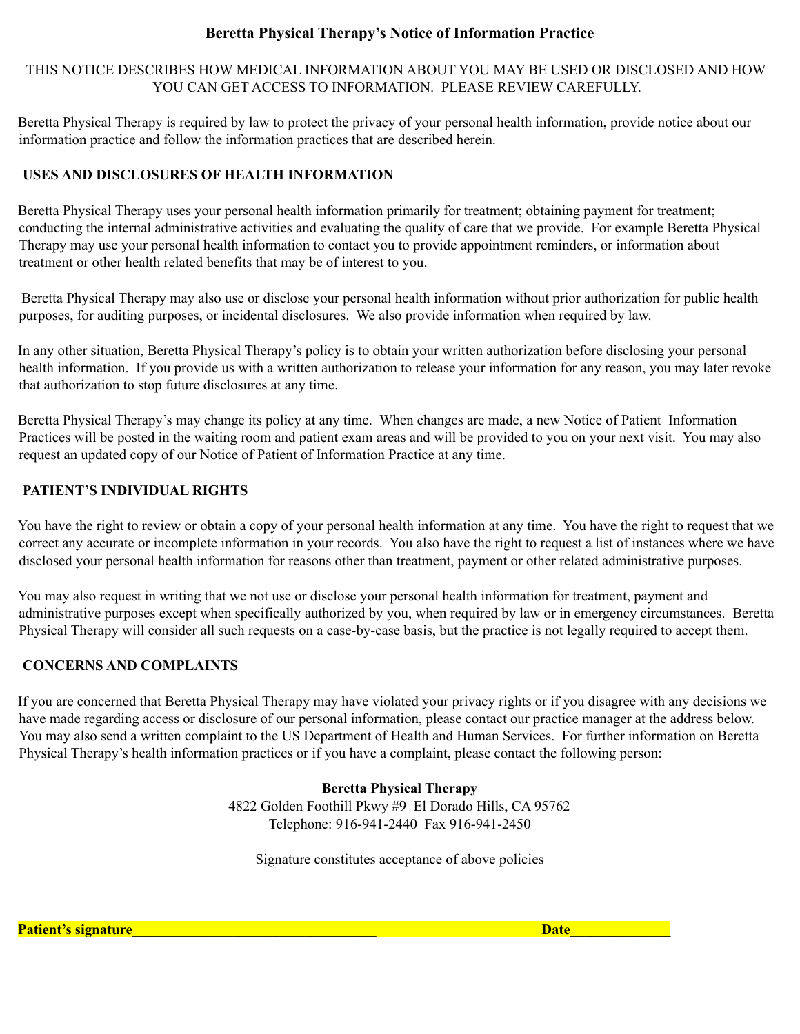# Beretta Physical Therapy's Notice of Information Practice

THIS NOTICE DESCRIBES HOW MEDICAL INFORMATION ABOUT YOU MAY BE USED OR DISCLOSED AND HOW YOU CAN GET ACCESS TO INFORMATION. PLEASE REVIEW CAREFULLY.

Beretta Physical Therapy is required by law to protect the privacy of your personal health information, provide notice about our information practice and follow the information practices that are described herein.

## USES AND DISCLOSURES OF HEALTH INFORMATION

Beretta Physical Therapy uses your personal health information primarily for treatment; obtaining payment for treatment; conducting the internal administrative activities and evaluating the quality of care that we provide. For example Beretta Physical Therapy may use your personal health information to contact you to provide appointment reminders, or information about treatment or other health related benefits that may be of interest to you.

Beretta Physical Therapy may also use or disclose your personal health information without prior authorization for public health purposes, for auditing purposes, or incidental disclosures. We also provide information when required by law.

In any other situation, Beretta Physical Therapy's policy is to obtain your written authorization before disclosing your personal health information. If you provide us with a written authorization to release your information for any reason, you may later revoke that authorization to stop future disclosures at any time.

Beretta Physical Therapy's may change its policy at any time. When changes are made, a new Notice of Patient Information Practices will be posted in the waiting room and patient exam areas and will be provided to you on your next visit. You may also request an updated copy of our Notice of Patient of Information Practice at any time.

## PATIENT'S INDIVIDUAL RIGHTS

You have the right to review or obtain a copy of your personal health information at any time. You have the right to request that we correct any accurate or incomplete information in your records. You also have the right to request a list of instances where we have disclosed your personal health information for reasons other than treatment, payment or other related administrative purposes.

You may also request in writing that we not use or disclose your personal health information for treatment, payment and administrative purposes except when specifically authorized by you, when required by law or in emergency circumstances. Beretta Physical Therapy will consider all such requests on a case-by-case basis, but the practice is not legally required to accept them.

## CONCERNS AND COMPLAINTS

If you are concerned that Beretta Physical Therapy may have violated your privacy rights or if you disagree with any decisions we have made regarding access or disclosure of our personal information, please contact our practice manager at the address below. You may also send a written complaint to the US Department of Health and Human Services. For further information on Beretta Physical Therapy's health information practices or if you have a complaint, please contact the following person:

**Beretta Physical Therapy**
4822 Golden Foothill Pkwy #9 El Dorado Hills, CA 95762
Telephone: 916-941-2440 Fax 916-941-2450

Signature constitutes acceptance of above policies

**Patient's signature**_________________________________ **Date**_____________